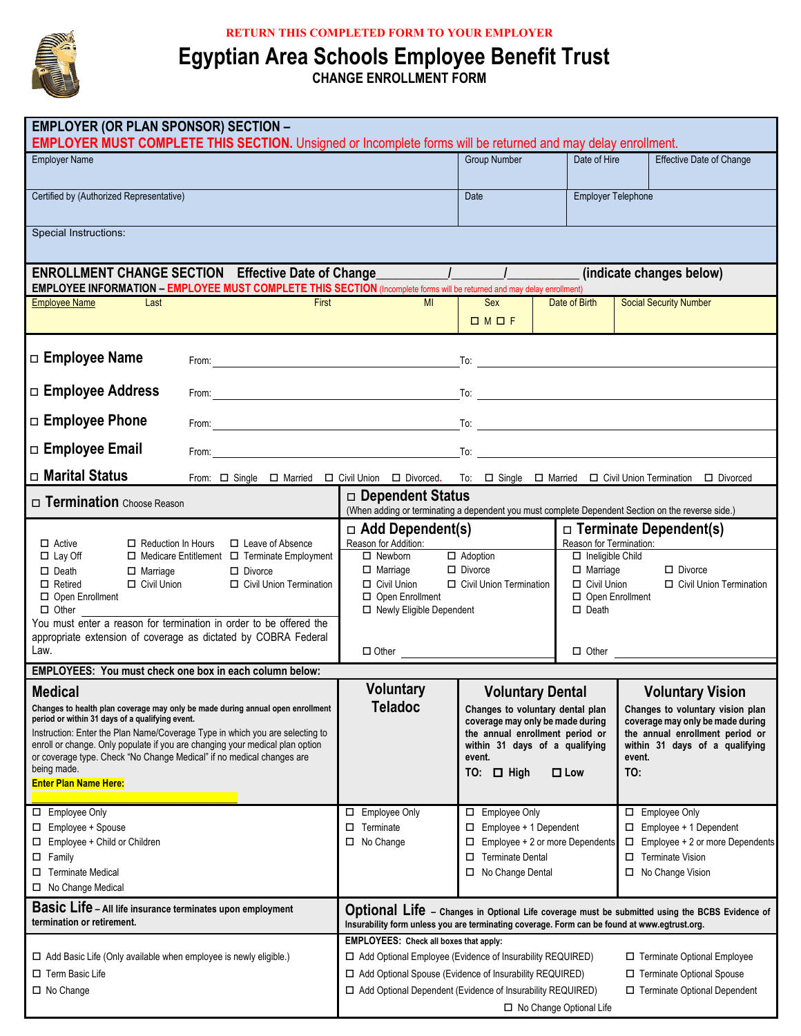RETURN THIS COMPLETED FORM TO YOUR EMPLOYER

# Egyptian Area Schools Employee Benefit Trust

## CHANGE ENROLLMENT FORM

## EMPLOYER (OR PLAN SPONSOR) SECTION –

**EMPLOYER MUST COMPLETE THIS SECTION.** Unsigned or Incomplete forms will be returned and may delay enrollment.

| Employer Name | Group Number | Date of Hire | Effective Date of Change |
|---|---|---|---|
| Certified by (Authorized Representative) | Date | Employer Telephone | |
| Special Instructions: | | | |

## ENROLLMENT CHANGE SECTION Effective Date of Change\_\_\_\_\_\_/\_\_\_\_\_\_/\_\_\_\_\_\_ (indicate changes below)

**EMPLOYEE INFORMATION – EMPLOYEE MUST COMPLETE THIS SECTION** (Incomplete forms will be returned and may delay enrollment)

| Employee Name Last | First | MI | Sex | Date of Birth | Social Security Number |
|---|---|---|---|---|---|
| | | | ☐ M ☐ F | | |

☐ **Employee Name** From: \_\_\_\_\_\_\_\_\_\_\_\_\_\_\_\_\_\_\_\_ To: \_\_\_\_\_\_\_\_\_\_\_\_\_\_\_\_\_\_\_\_

☐ **Employee Address** From: \_\_\_\_\_\_\_\_\_\_\_\_\_\_\_\_\_\_\_\_ To: \_\_\_\_\_\_\_\_\_\_\_\_\_\_\_\_\_\_\_\_

☐ **Employee Phone** From: \_\_\_\_\_\_\_\_\_\_\_\_\_\_\_\_\_\_\_\_ To: \_\_\_\_\_\_\_\_\_\_\_\_\_\_\_\_\_\_\_\_

☐ **Employee Email** From: \_\_\_\_\_\_\_\_\_\_\_\_\_\_\_\_\_\_\_\_ To: \_\_\_\_\_\_\_\_\_\_\_\_\_\_\_\_\_\_\_\_

☐ **Marital Status** From: ☐ Single ☐ Married ☐ Civil Union ☐ Divorced. To: ☐ Single ☐ Married ☐ Civil Union Termination ☐ Divorced

### ☐ Termination Choose Reason

- ☐ Active
- ☐ Reduction In Hours
- ☐ Leave of Absence
- ☐ Lay Off
- ☐ Medicare Entitlement
- ☐ Terminate Employment
- ☐ Death
- ☐ Marriage
- ☐ Divorce
- ☐ Retired
- ☐ Civil Union
- ☐ Civil Union Termination
- ☐ Open Enrollment
- ☐ Other

You must enter a reason for termination in order to be offered the appropriate extension of coverage as dictated by COBRA Federal Law.

### ☐ Dependent Status

(When adding or terminating a dependent you must complete Dependent Section on the reverse side.)

#### ☐ Add Dependent(s)

Reason for Addition:

- ☐ Newborn
- ☐ Adoption
- ☐ Marriage
- ☐ Divorce
- ☐ Civil Union
- ☐ Civil Union Termination
- ☐ Open Enrollment
- ☐ Newly Eligible Dependent
- ☐ Other \_\_\_\_\_\_\_\_\_\_\_\_

#### ☐ Terminate Dependent(s)

Reason for Termination:

- ☐ Ineligible Child
- ☐ Marriage
- ☐ Divorce
- ☐ Civil Union
- ☐ Civil Union Termination
- ☐ Open Enrollment
- ☐ Death
- ☐ Other \_\_\_\_\_\_\_\_\_\_\_\_

**EMPLOYEES: You must check one box in each column below:**

| Medical | Voluntary Teladoc | Voluntary Dental | Voluntary Vision |
|---|---|---|---|
| **Changes to health plan coverage may only be made during annual open enrollment period or within 31 days of a qualifying event.** Instruction: Enter the Plan Name/Coverage Type in which you are selecting to enroll or change. Only populate if you are changing your medical plan option or coverage type. Check "No Change Medical" if no medical changes are being made. **Enter Plan Name Here:** \_\_\_\_\_\_\_\_ | | **Changes to voluntary dental plan coverage may only be made during the annual enrollment period or within 31 days of a qualifying event.** TO: ☐ High ☐ Low | **Changes to voluntary vision plan coverage may only be made during the annual enrollment period or within 31 days of a qualifying event.** TO: |
| ☐ Employee Only | ☐ Employee Only | ☐ Employee Only | ☐ Employee Only |
| ☐ Employee + Spouse | ☐ Terminate | ☐ Employee + 1 Dependent | ☐ Employee + 1 Dependent |
| ☐ Employee + Child or Children | ☐ No Change | ☐ Employee + 2 or more Dependents | ☐ Employee + 2 or more Dependents |
| ☐ Family | | ☐ Terminate Dental | ☐ Terminate Vision |
| ☐ Terminate Medical | | ☐ No Change Dental | ☐ No Change Vision |
| ☐ No Change Medical | | | |

### Basic Life – All life insurance terminates upon employment termination or retirement.

- ☐ Add Basic Life (Only available when employee is newly eligible.)
- ☐ Term Basic Life
- ☐ No Change

### Optional Life – Changes in Optional Life coverage must be submitted using the BCBS Evidence of Insurability form unless you are terminating coverage. Form can be found at www.egtrust.org.

**EMPLOYEES: Check all boxes that apply:**

- ☐ Add Optional Employee (Evidence of Insurability REQUIRED)
- ☐ Terminate Optional Employee
- ☐ Add Optional Spouse (Evidence of Insurability REQUIRED)
- ☐ Terminate Optional Spouse
- ☐ Add Optional Dependent (Evidence of Insurability REQUIRED)
- ☐ Terminate Optional Dependent
- ☐ No Change Optional Life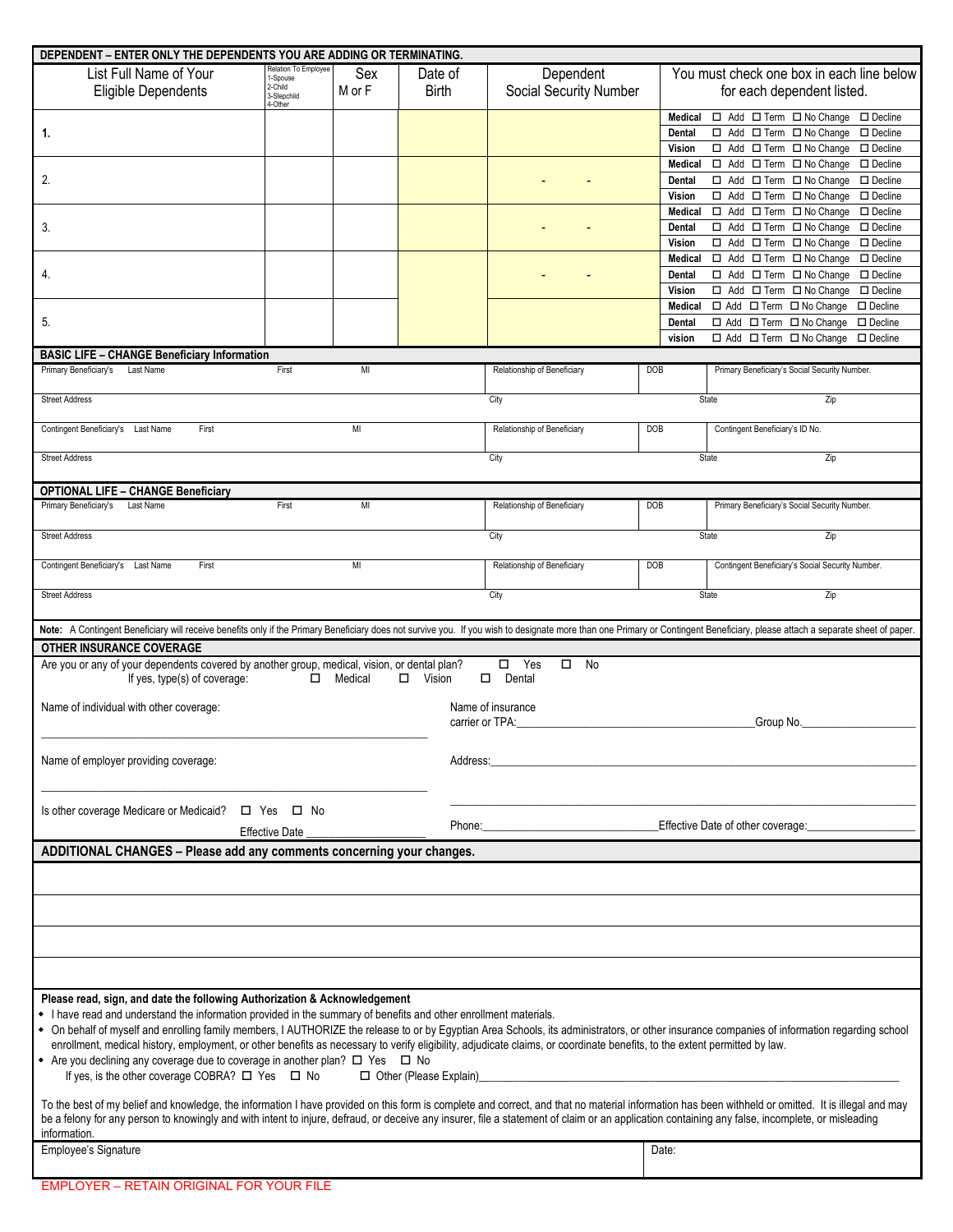## DEPENDENT – ENTER ONLY THE DEPENDENTS YOU ARE ADDING OR TERMINATING.

| List Full Name of Your Eligible Dependents | Relation To Employee 1-Spouse 2-Child 3-Stepchild 4-Other | Sex M or F | Date of Birth | Dependent Social Security Number | You must check one box in each line below for each dependent listed. |
|---|---|---|---|---|---|
| 1. | | | | | **Medical** ☐ Add ☐ Term ☐ No Change ☐ Decline<br>**Dental** ☐ Add ☐ Term ☐ No Change ☐ Decline<br>**Vision** ☐ Add ☐ Term ☐ No Change ☐ Decline |
| 2. | | | | - - | **Medical** ☐ Add ☐ Term ☐ No Change ☐ Decline<br>**Dental** ☐ Add ☐ Term ☐ No Change ☐ Decline<br>**Vision** ☐ Add ☐ Term ☐ No Change ☐ Decline |
| 3. | | | | - - | **Medical** ☐ Add ☐ Term ☐ No Change ☐ Decline<br>**Dental** ☐ Add ☐ Term ☐ No Change ☐ Decline<br>**Vision** ☐ Add ☐ Term ☐ No Change ☐ Decline |
| 4. | | | | - - | **Medical** ☐ Add ☐ Term ☐ No Change ☐ Decline<br>**Dental** ☐ Add ☐ Term ☐ No Change ☐ Decline<br>**Vision** ☐ Add ☐ Term ☐ No Change ☐ Decline |
| 5. | | | | | **Medical** ☐ Add ☐ Term ☐ No Change ☐ Decline<br>**Dental** ☐ Add ☐ Term ☐ No Change ☐ Decline<br>**vision** ☐ Add ☐ Term ☐ No Change ☐ Decline |

## BASIC LIFE – CHANGE Beneficiary Information

| | | | | |
|---|---|---|---|---|
| Primary Beneficiary's Last Name First MI | Relationship of Beneficiary | DOB | Primary Beneficiary's Social Security Number. | |
| Street Address | City | State | Zip | |
| Contingent Beneficiary's Last Name First MI | Relationship of Beneficiary | DOB | Contingent Beneficiary's ID No. | |
| Street Address | City | State | Zip | |

## OPTIONAL LIFE – CHANGE Beneficiary

| | | | | |
|---|---|---|---|---|
| Primary Beneficiary's Last Name First MI | Relationship of Beneficiary | DOB | Primary Beneficiary's Social Security Number. | |
| Street Address | City | State | Zip | |
| Contingent Beneficiary's Last Name First MI | Relationship of Beneficiary | DOB | Contingent Beneficiary's Social Security Number. | |
| Street Address | City | State | Zip | |

**Note:** A Contingent Beneficiary will receive benefits only if the Primary Beneficiary does not survive you. If you wish to designate more than one Primary or Contingent Beneficiary, please attach a separate sheet of paper.

## OTHER INSURANCE COVERAGE

Are you or any of your dependents covered by another group, medical, vision, or dental plan? ☐ Yes ☐ No

If yes, type(s) of coverage: ☐ Medical ☐ Vision ☐ Dental

Name of individual with other coverage: ______________________

Name of insurance carrier or TPA: ______________________ Group No. __________

Name of employer providing coverage: ______________________

Address: ______________________

Is other coverage Medicare or Medicaid? ☐ Yes ☐ No

Effective Date ______________

Phone: ______________ Effective Date of other coverage: ______________

## ADDITIONAL CHANGES – Please add any comments concerning your changes.

______________________

______________________

______________________

______________________

**Please read, sign, and date the following Authorization & Acknowledgement**

- I have read and understand the information provided in the summary of benefits and other enrollment materials.
- On behalf of myself and enrolling family members, I AUTHORIZE the release to or by Egyptian Area Schools, its administrators, or other insurance companies of information regarding school enrollment, medical history, employment, or other benefits as necessary to verify eligibility, adjudicate claims, or coordinate benefits, to the extent permitted by law.
- Are you declining any coverage due to coverage in another plan? ☐ Yes ☐ No
  If yes, is the other coverage COBRA? ☐ Yes ☐ No ☐ Other (Please Explain) ______________________

To the best of my belief and knowledge, the information I have provided on this form is complete and correct, and that no material information has been withheld or omitted. It is illegal and may be a felony for any person to knowingly and with intent to injure, defraud, or deceive any insurer, file a statement of claim or an application containing any false, incomplete, or misleading information.

| | |
|---|---|
| Employee's Signature | Date: |

EMPLOYER – RETAIN ORIGINAL FOR YOUR FILE